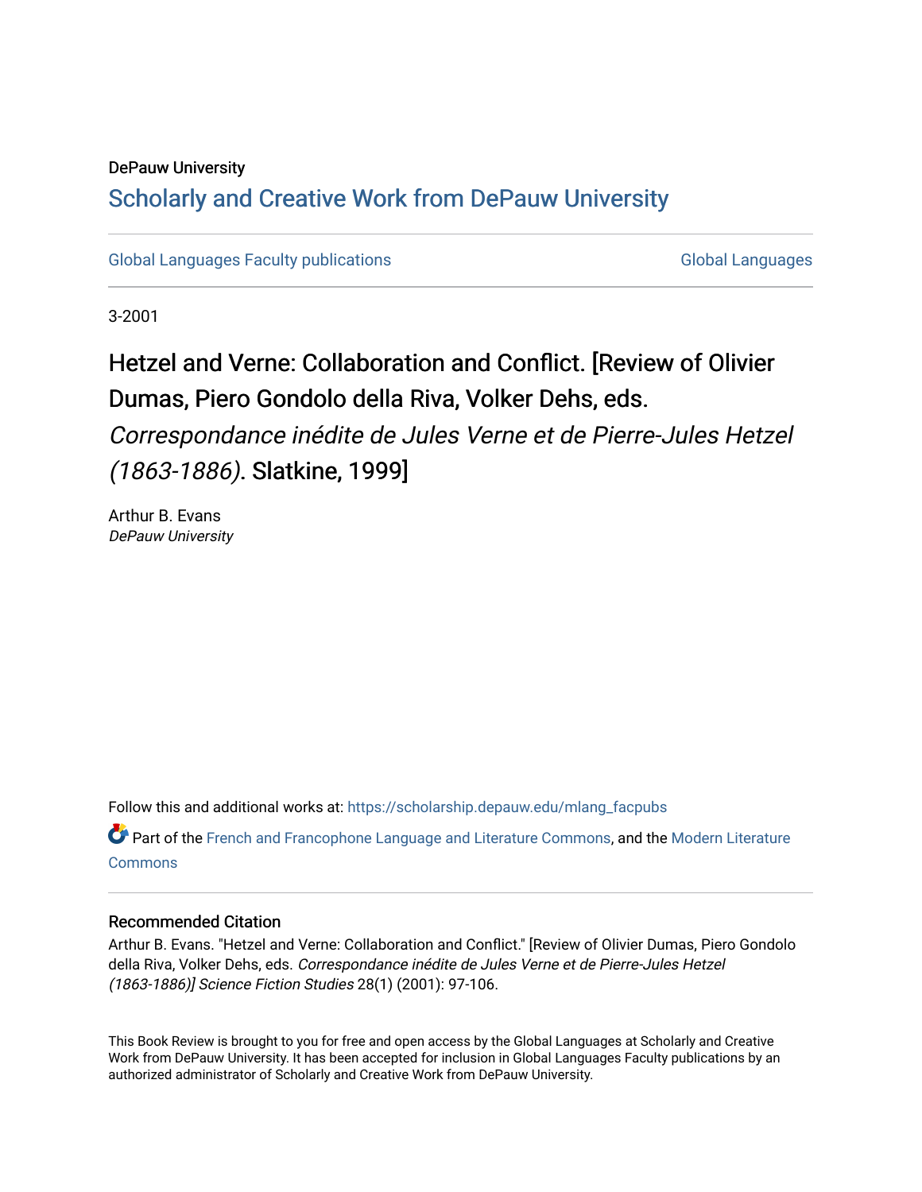DePauw University

# Scholarly and Creative Work from DePauw University

Global Languages Faculty publications

Global Languages

3-2001

## Hetzel and Verne: Collaboration and Conflict. [Review of Olivier Dumas, Piero Gondolo della Riva, Volker Dehs, eds. *Correspondance inédite de Jules Verne et de Pierre-Jules Hetzel (1863-1886)*. Slatkine, 1999]

Arthur B. Evans
*DePauw University*

Follow this and additional works at: https://scholarship.depauw.edu/mlang_facpubs

Part of the French and Francophone Language and Literature Commons, and the Modern Literature Commons

### Recommended Citation

Arthur B. Evans. "Hetzel and Verne: Collaboration and Conflict." [Review of Olivier Dumas, Piero Gondolo della Riva, Volker Dehs, eds. *Correspondance inédite de Jules Verne et de Pierre-Jules Hetzel (1863-1886)] Science Fiction Studies* 28(1) (2001): 97-106.

This Book Review is brought to you for free and open access by the Global Languages at Scholarly and Creative Work from DePauw University. It has been accepted for inclusion in Global Languages Faculty publications by an authorized administrator of Scholarly and Creative Work from DePauw University.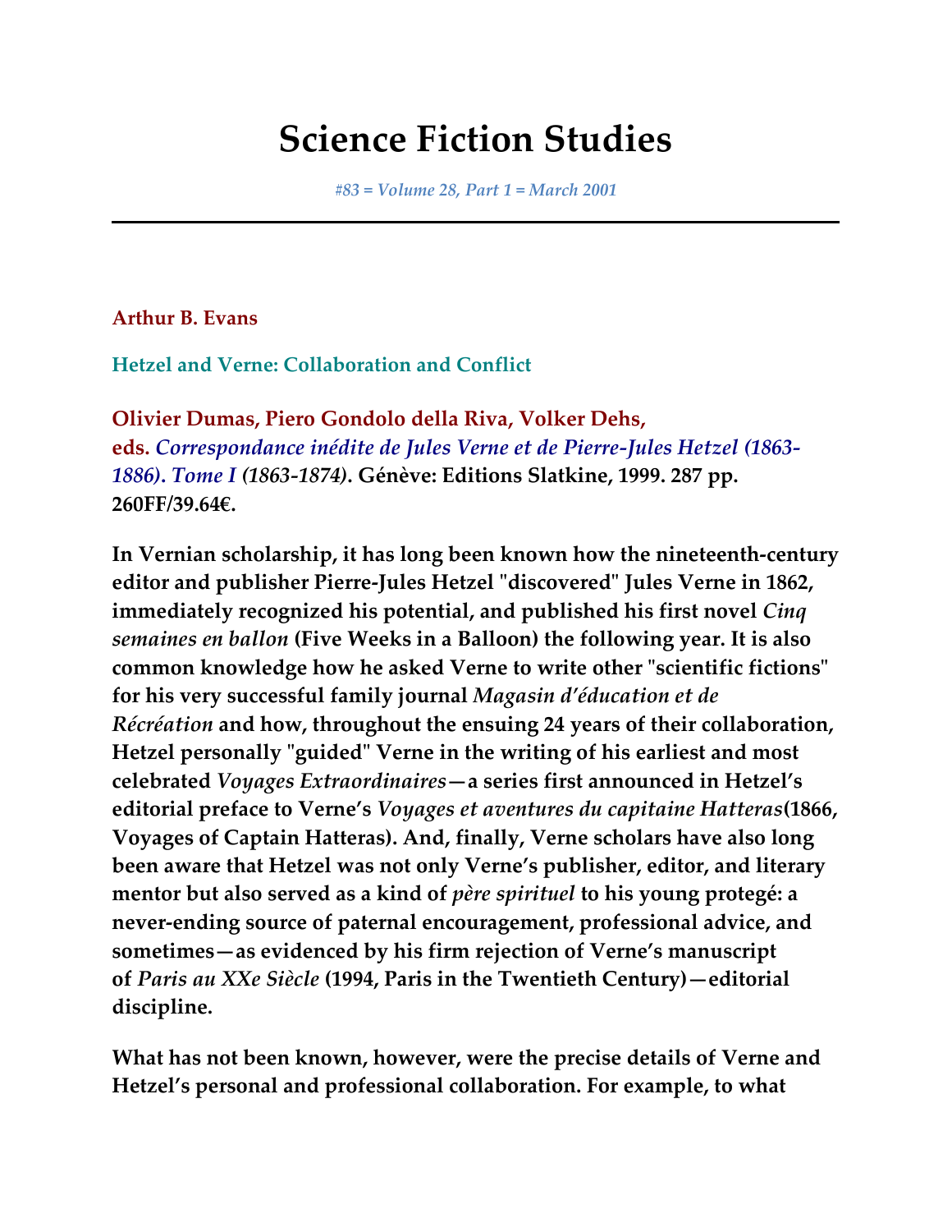// Science Fiction Studies

*#83 = Volume 28, Part 1 = March 2001*

---

**Arthur B. Evans**

**Hetzel and Verne: Collaboration and Conflict**

**Olivier Dumas, Piero Gondolo della Riva, Volker Dehs, eds.** ***Correspondance inédite de Jules Verne et de Pierre-Jules Hetzel (1863-1886). Tome I (1863-1874)*****. Génève: Editions Slatkine, 1999. 287 pp. 260FF/39.64€.**

**In Vernian scholarship, it has long been known how the nineteenth-century editor and publisher Pierre-Jules Hetzel "discovered" Jules Verne in 1862, immediately recognized his potential, and published his first novel *Cinq semaines en ballon* (Five Weeks in a Balloon) the following year. It is also common knowledge how he asked Verne to write other "scientific fictions" for his very successful family journal *Magasin d'éducation et de Récréation* and how, throughout the ensuing 24 years of their collaboration, Hetzel personally "guided" Verne in the writing of his earliest and most celebrated *Voyages Extraordinaires*—a series first announced in Hetzel's editorial preface to Verne's *Voyages et aventures du capitaine Hatteras*(1866, Voyages of Captain Hatteras). And, finally, Verne scholars have also long been aware that Hetzel was not only Verne's publisher, editor, and literary mentor but also served as a kind of *père spirituel* to his young protegé: a never-ending source of paternal encouragement, professional advice, and sometimes—as evidenced by his firm rejection of Verne's manuscript of *Paris au XXe Siècle* (1994, Paris in the Twentieth Century)—editorial discipline.**

**What has not been known, however, were the precise details of Verne and Hetzel's personal and professional collaboration. For example, to what**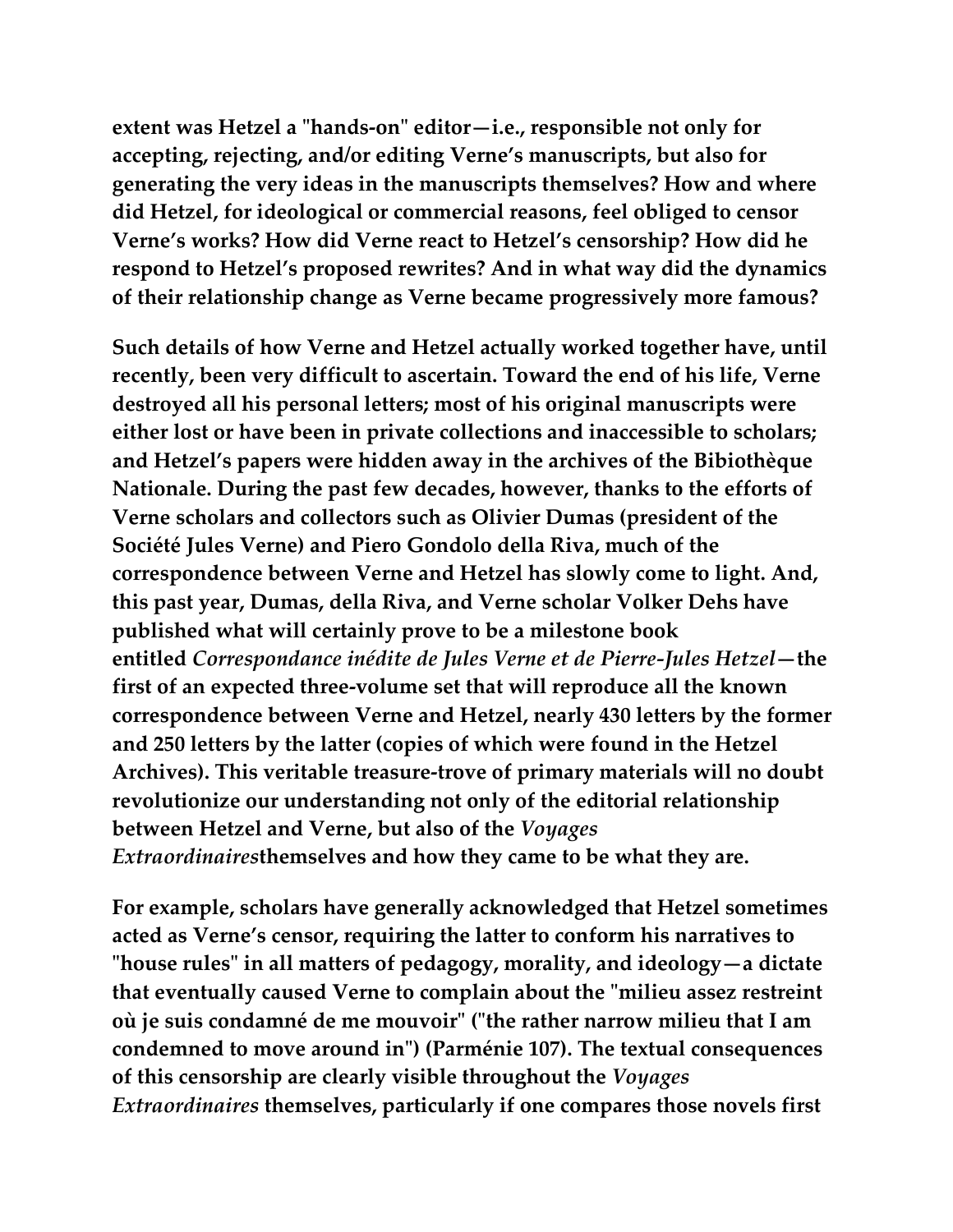**extent was Hetzel a "hands-on" editor—i.e., responsible not only for accepting, rejecting, and/or editing Verne's manuscripts, but also for generating the very ideas in the manuscripts themselves? How and where did Hetzel, for ideological or commercial reasons, feel obliged to censor Verne's works? How did Verne react to Hetzel's censorship? How did he respond to Hetzel's proposed rewrites? And in what way did the dynamics of their relationship change as Verne became progressively more famous?**

**Such details of how Verne and Hetzel actually worked together have, until recently, been very difficult to ascertain. Toward the end of his life, Verne destroyed all his personal letters; most of his original manuscripts were either lost or have been in private collections and inaccessible to scholars; and Hetzel's papers were hidden away in the archives of the Bibiothèque Nationale. During the past few decades, however, thanks to the efforts of Verne scholars and collectors such as Olivier Dumas (president of the Société Jules Verne) and Piero Gondolo della Riva, much of the correspondence between Verne and Hetzel has slowly come to light. And, this past year, Dumas, della Riva, and Verne scholar Volker Dehs have published what will certainly prove to be a milestone book entitled *Correspondance inédite de Jules Verne et de Pierre-Jules Hetzel*—the first of an expected three-volume set that will reproduce all the known correspondence between Verne and Hetzel, nearly 430 letters by the former and 250 letters by the latter (copies of which were found in the Hetzel Archives). This veritable treasure-trove of primary materials will no doubt revolutionize our understanding not only of the editorial relationship between Hetzel and Verne, but also of the *Voyages Extraordinaires*themselves and how they came to be what they are.**

**For example, scholars have generally acknowledged that Hetzel sometimes acted as Verne's censor, requiring the latter to conform his narratives to "house rules" in all matters of pedagogy, morality, and ideology—a dictate that eventually caused Verne to complain about the "milieu assez restreint où je suis condamné de me mouvoir" ("the rather narrow milieu that I am condemned to move around in") (Parménie 107). The textual consequences of this censorship are clearly visible throughout the *Voyages Extraordinaires* themselves, particularly if one compares those novels first**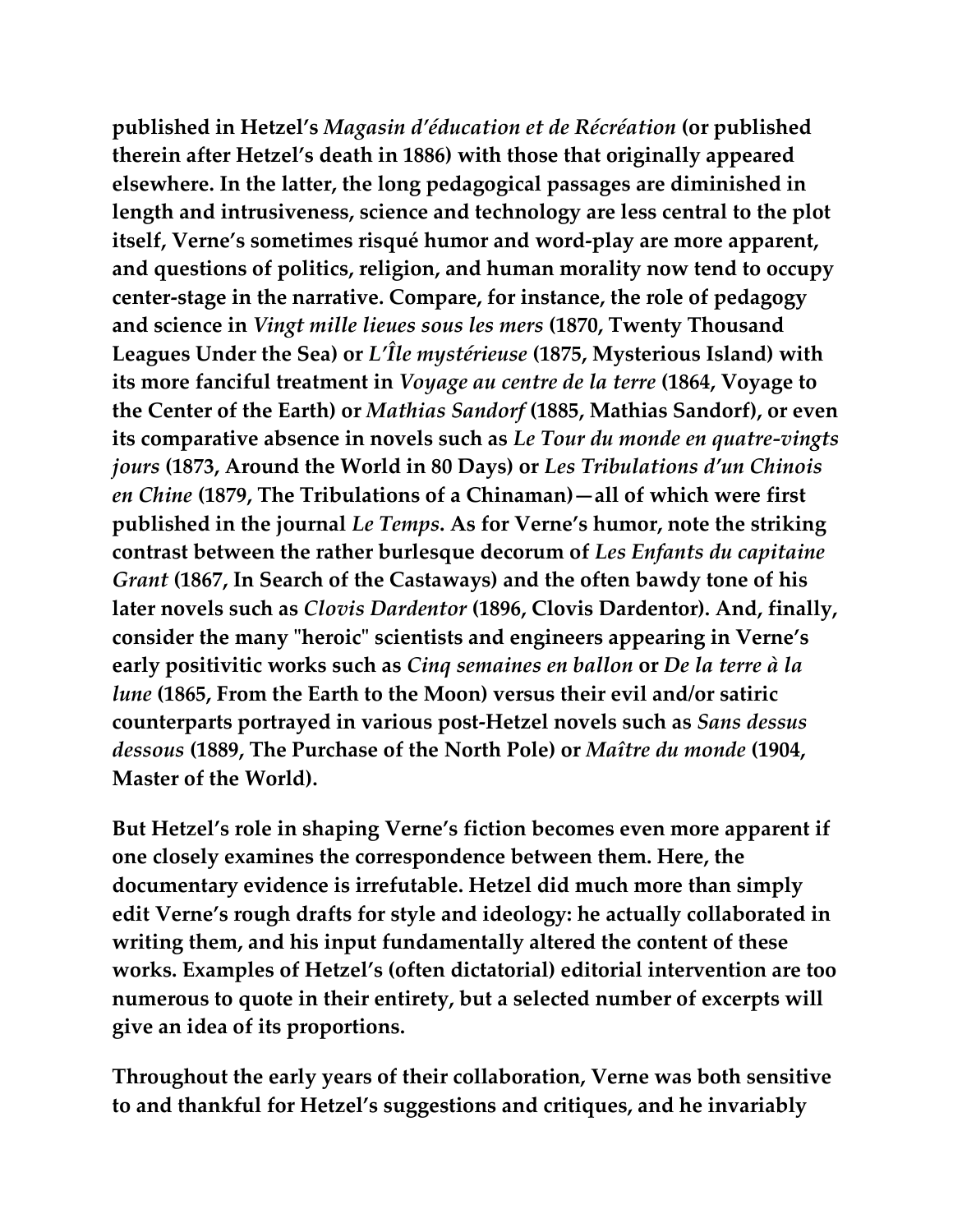**published in Hetzel's *Magasin d'éducation et de Récréation* (or published therein after Hetzel's death in 1886) with those that originally appeared elsewhere. In the latter, the long pedagogical passages are diminished in length and intrusiveness, science and technology are less central to the plot itself, Verne's sometimes risqué humor and word-play are more apparent, and questions of politics, religion, and human morality now tend to occupy center-stage in the narrative. Compare, for instance, the role of pedagogy and science in *Vingt mille lieues sous les mers* (1870, Twenty Thousand Leagues Under the Sea) or *L'Île mystérieuse* (1875, Mysterious Island) with its more fanciful treatment in *Voyage au centre de la terre* (1864, Voyage to the Center of the Earth) or *Mathias Sandorf* (1885, Mathias Sandorf), or even its comparative absence in novels such as *Le Tour du monde en quatre-vingts jours* (1873, Around the World in 80 Days) or *Les Tribulations d'un Chinois en Chine* (1879, The Tribulations of a Chinaman)—all of which were first published in the journal *Le Temps*. As for Verne's humor, note the striking contrast between the rather burlesque decorum of *Les Enfants du capitaine Grant* (1867, In Search of the Castaways) and the often bawdy tone of his later novels such as *Clovis Dardentor* (1896, Clovis Dardentor). And, finally, consider the many "heroic" scientists and engineers appearing in Verne's early positivitic works such as *Cinq semaines en ballon* or *De la terre à la lune* (1865, From the Earth to the Moon) versus their evil and/or satiric counterparts portrayed in various post-Hetzel novels such as *Sans dessus dessous* (1889, The Purchase of the North Pole) or *Maître du monde* (1904, Master of the World).**

**But Hetzel's role in shaping Verne's fiction becomes even more apparent if one closely examines the correspondence between them. Here, the documentary evidence is irrefutable. Hetzel did much more than simply edit Verne's rough drafts for style and ideology: he actually collaborated in writing them, and his input fundamentally altered the content of these works. Examples of Hetzel's (often dictatorial) editorial intervention are too numerous to quote in their entirety, but a selected number of excerpts will give an idea of its proportions.**

**Throughout the early years of their collaboration, Verne was both sensitive to and thankful for Hetzel's suggestions and critiques, and he invariably**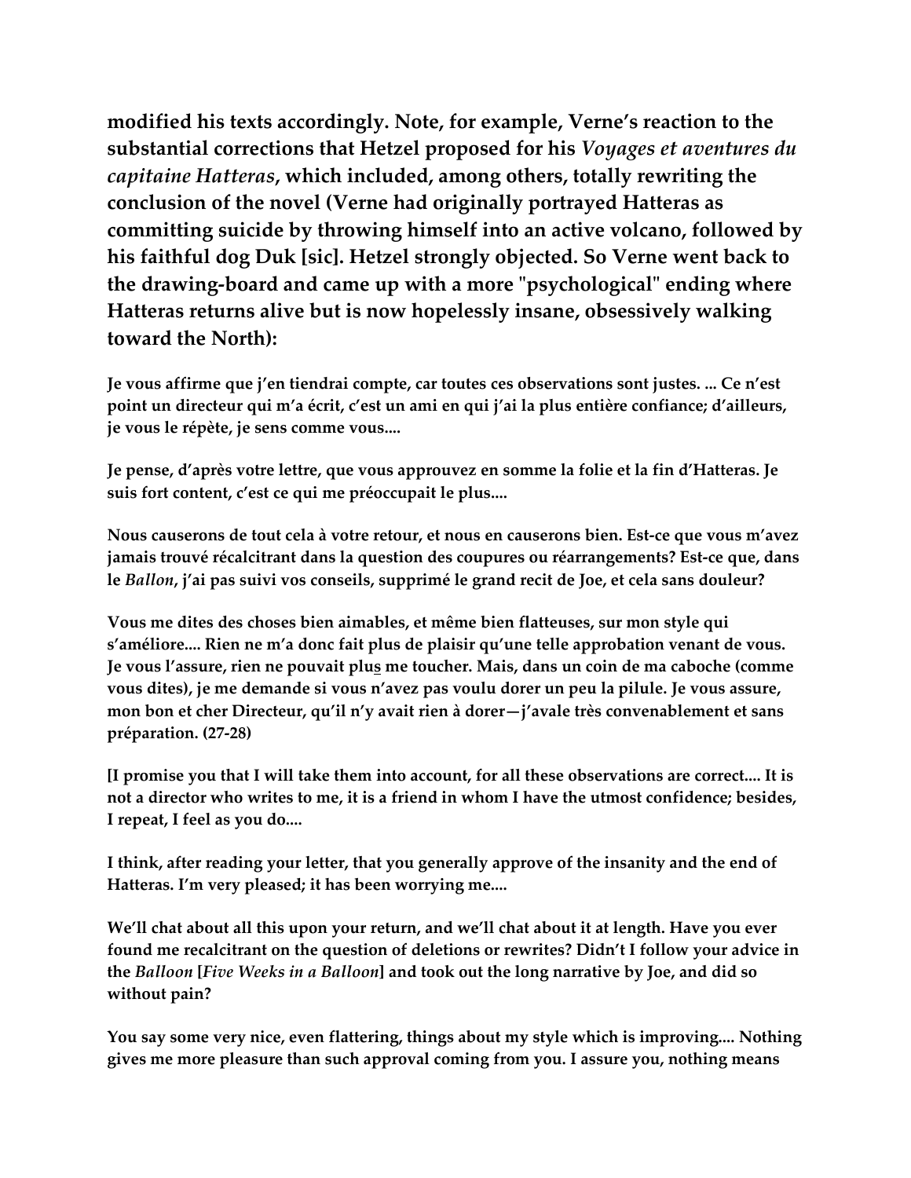**modified his texts accordingly. Note, for example, Verne's reaction to the substantial corrections that Hetzel proposed for his *Voyages et aventures du capitaine Hatteras*, which included, among others, totally rewriting the conclusion of the novel (Verne had originally portrayed Hatteras as committing suicide by throwing himself into an active volcano, followed by his faithful dog Duk [sic]. Hetzel strongly objected. So Verne went back to the drawing-board and came up with a more "psychological" ending where Hatteras returns alive but is now hopelessly insane, obsessively walking toward the North):**

**Je vous affirme que j'en tiendrai compte, car toutes ces observations sont justes. ... Ce n'est point un directeur qui m'a écrit, c'est un ami en qui j'ai la plus entière confiance; d'ailleurs, je vous le répète, je sens comme vous....**

**Je pense, d'après votre lettre, que vous approuvez en somme la folie et la fin d'Hatteras. Je suis fort content, c'est ce qui me préoccupait le plus....**

**Nous causerons de tout cela à votre retour, et nous en causerons bien. Est-ce que vous m'avez jamais trouvé récalcitrant dans la question des coupures ou réarrangements? Est-ce que, dans le *Ballon*, j'ai pas suivi vos conseils, supprimé le grand recit de Joe, et cela sans douleur?**

**Vous me dites des choses bien aimables, et même bien flatteuses, sur mon style qui s'améliore.... Rien ne m'a donc fait plus de plaisir qu'une telle approbation venant de vous. Je vous l'assure, rien ne pouvait plus me toucher. Mais, dans un coin de ma caboche (comme vous dites), je me demande si vous n'avez pas voulu dorer un peu la pilule. Je vous assure, mon bon et cher Directeur, qu'il n'y avait rien à dorer—j'avale très convenablement et sans préparation. (27-28)**

**[I promise you that I will take them into account, for all these observations are correct.... It is not a director who writes to me, it is a friend in whom I have the utmost confidence; besides, I repeat, I feel as you do....**

**I think, after reading your letter, that you generally approve of the insanity and the end of Hatteras. I'm very pleased; it has been worrying me....**

**We'll chat about all this upon your return, and we'll chat about it at length. Have you ever found me recalcitrant on the question of deletions or rewrites? Didn't I follow your advice in the *Balloon* [*Five Weeks in a Balloon*] and took out the long narrative by Joe, and did so without pain?**

**You say some very nice, even flattering, things about my style which is improving.... Nothing gives me more pleasure than such approval coming from you. I assure you, nothing means**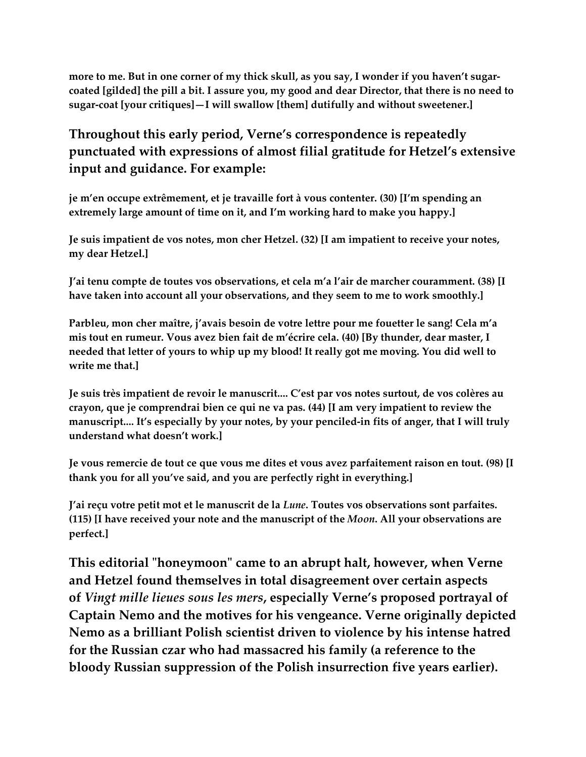more to me. But in one corner of my thick skull, as you say, I wonder if you haven't sugar-coated [gilded] the pill a bit. I assure you, my good and dear Director, that there is no need to sugar-coat [your critiques]—I will swallow [them] dutifully and without sweetener.]

Throughout this early period, Verne's correspondence is repeatedly punctuated with expressions of almost filial gratitude for Hetzel's extensive input and guidance. For example:

je m'en occupe extrêmement, et je travaille fort à vous contenter. (30) [I'm spending an extremely large amount of time on it, and I'm working hard to make you happy.]

Je suis impatient de vos notes, mon cher Hetzel. (32) [I am impatient to receive your notes, my dear Hetzel.]

J'ai tenu compte de toutes vos observations, et cela m'a l'air de marcher couramment. (38) [I have taken into account all your observations, and they seem to me to work smoothly.]

Parbleu, mon cher maître, j'avais besoin de votre lettre pour me fouetter le sang! Cela m'a mis tout en rumeur. Vous avez bien fait de m'écrire cela. (40) [By thunder, dear master, I needed that letter of yours to whip up my blood! It really got me moving. You did well to write me that.]

Je suis très impatient de revoir le manuscrit.... C'est par vos notes surtout, de vos colères au crayon, que je comprendrai bien ce qui ne va pas. (44) [I am very impatient to review the manuscript.... It's especially by your notes, by your penciled-in fits of anger, that I will truly understand what doesn't work.]

Je vous remercie de tout ce que vous me dites et vous avez parfaitement raison en tout. (98) [I thank you for all you've said, and you are perfectly right in everything.]

J'ai reçu votre petit mot et le manuscrit de la *Lune*. Toutes vos observations sont parfaites. (115) [I have received your note and the manuscript of the *Moon*. All your observations are perfect.]

This editorial "honeymoon" came to an abrupt halt, however, when Verne and Hetzel found themselves in total disagreement over certain aspects of *Vingt mille lieues sous les mers*, especially Verne's proposed portrayal of Captain Nemo and the motives for his vengeance. Verne originally depicted Nemo as a brilliant Polish scientist driven to violence by his intense hatred for the Russian czar who had massacred his family (a reference to the bloody Russian suppression of the Polish insurrection five years earlier).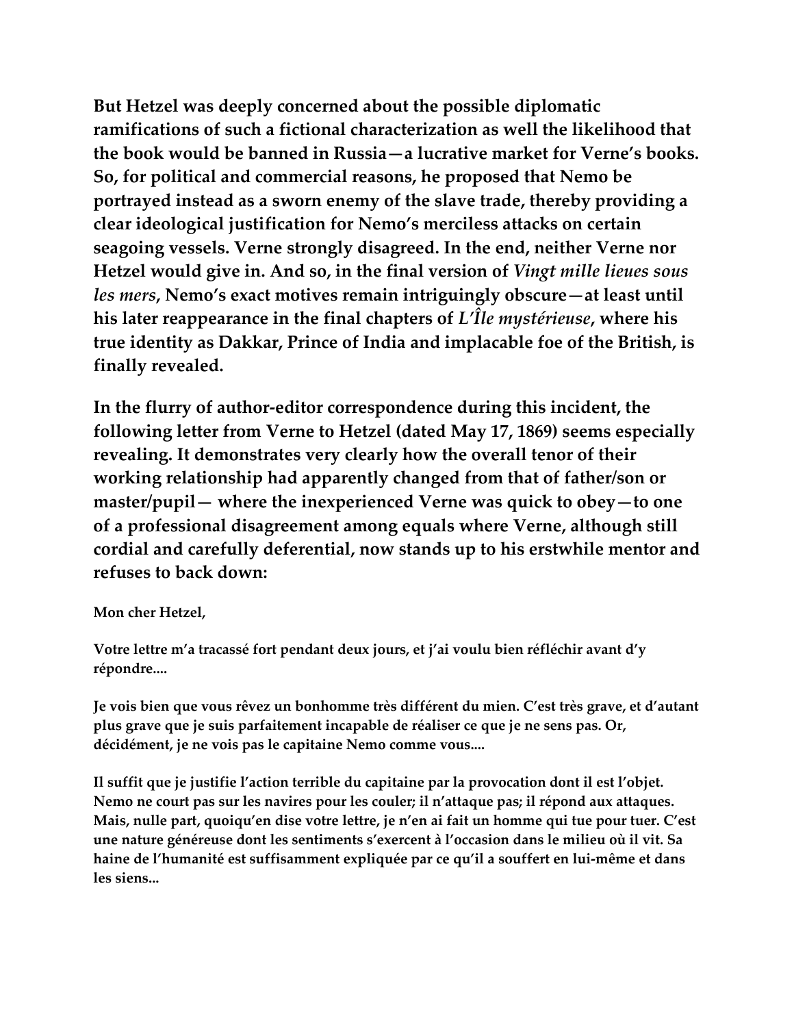**But Hetzel was deeply concerned about the possible diplomatic ramifications of such a fictional characterization as well the likelihood that the book would be banned in Russia—a lucrative market for Verne's books. So, for political and commercial reasons, he proposed that Nemo be portrayed instead as a sworn enemy of the slave trade, thereby providing a clear ideological justification for Nemo's merciless attacks on certain seagoing vessels. Verne strongly disagreed. In the end, neither Verne nor Hetzel would give in. And so, in the final version of *Vingt mille lieues sous les mers*, Nemo's exact motives remain intriguingly obscure—at least until his later reappearance in the final chapters of *L'Île mystérieuse*, where his true identity as Dakkar, Prince of India and implacable foe of the British, is finally revealed.**

**In the flurry of author-editor correspondence during this incident, the following letter from Verne to Hetzel (dated May 17, 1869) seems especially revealing. It demonstrates very clearly how the overall tenor of their working relationship had apparently changed from that of father/son or master/pupil— where the inexperienced Verne was quick to obey—to one of a professional disagreement among equals where Verne, although still cordial and carefully deferential, now stands up to his erstwhile mentor and refuses to back down:**

**Mon cher Hetzel,**

**Votre lettre m'a tracassé fort pendant deux jours, et j'ai voulu bien réfléchir avant d'y répondre....**

**Je vois bien que vous rêvez un bonhomme très différent du mien. C'est très grave, et d'autant plus grave que je suis parfaitement incapable de réaliser ce que je ne sens pas. Or, décidément, je ne vois pas le capitaine Nemo comme vous....**

**Il suffit que je justifie l'action terrible du capitaine par la provocation dont il est l'objet. Nemo ne court pas sur les navires pour les couler; il n'attaque pas; il répond aux attaques. Mais, nulle part, quoiqu'en dise votre lettre, je n'en ai fait un homme qui tue pour tuer. C'est une nature généreuse dont les sentiments s'exercent à l'occasion dans le milieu où il vit. Sa haine de l'humanité est suffisamment expliquée par ce qu'il a souffert en lui-même et dans les siens...**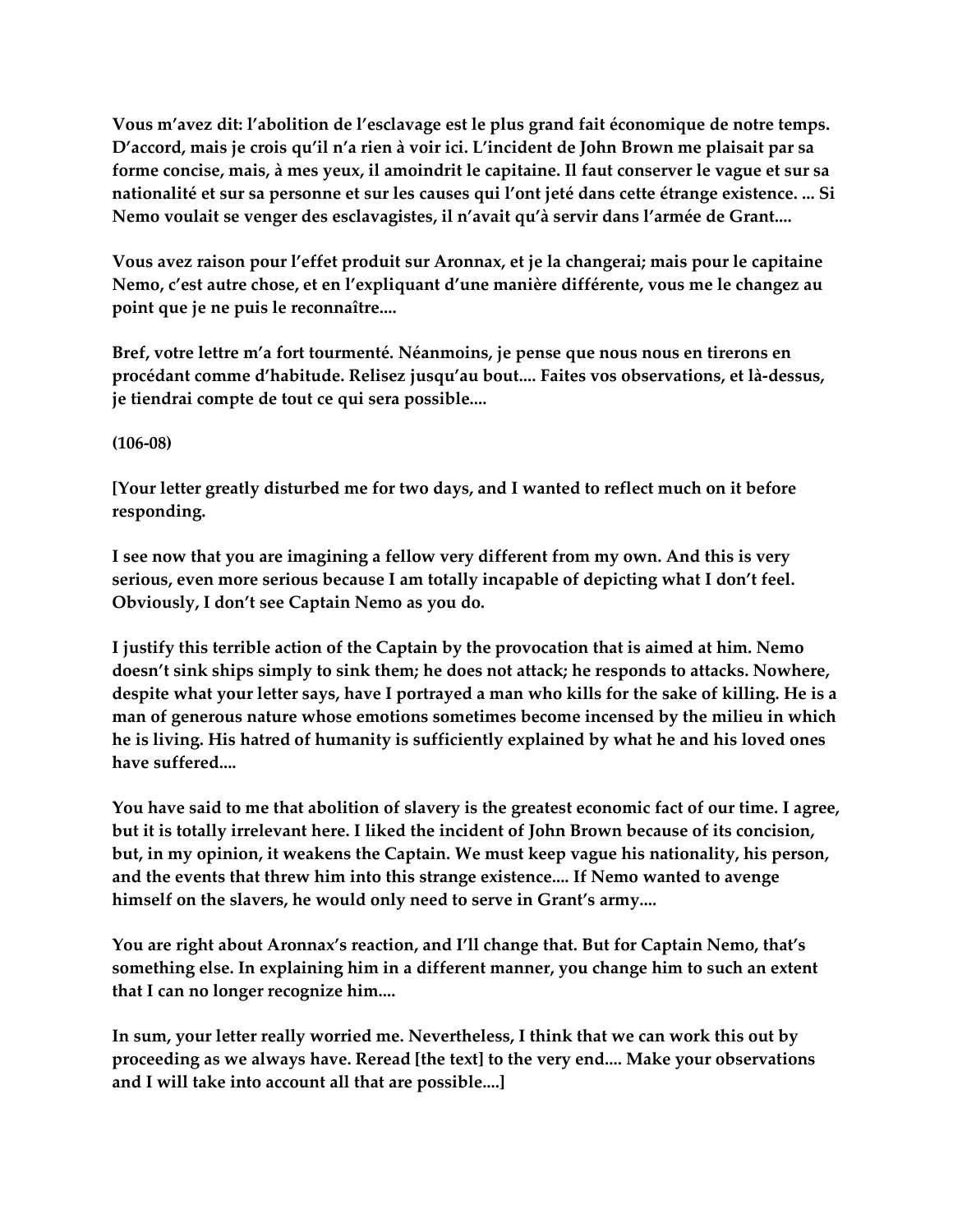**Vous m'avez dit: l'abolition de l'esclavage est le plus grand fait économique de notre temps. D'accord, mais je crois qu'il n'a rien à voir ici. L'incident de John Brown me plaisait par sa forme concise, mais, à mes yeux, il amoindrit le capitaine. Il faut conserver le vague et sur sa nationalité et sur sa personne et sur les causes qui l'ont jeté dans cette étrange existence. ... Si Nemo voulait se venger des esclavagistes, il n'avait qu'à servir dans l'armée de Grant....**

**Vous avez raison pour l'effet produit sur Aronnax, et je la changerai; mais pour le capitaine Nemo, c'est autre chose, et en l'expliquant d'une manière différente, vous me le changez au point que je ne puis le reconnaître....**

**Bref, votre lettre m'a fort tourmenté. Néanmoins, je pense que nous nous en tirerons en procédant comme d'habitude. Relisez jusqu'au bout.... Faites vos observations, et là-dessus, je tiendrai compte de tout ce qui sera possible....**

**(106-08)**

**[Your letter greatly disturbed me for two days, and I wanted to reflect much on it before responding.**

**I see now that you are imagining a fellow very different from my own. And this is very serious, even more serious because I am totally incapable of depicting what I don't feel. Obviously, I don't see Captain Nemo as you do.**

**I justify this terrible action of the Captain by the provocation that is aimed at him. Nemo doesn't sink ships simply to sink them; he does not attack; he responds to attacks. Nowhere, despite what your letter says, have I portrayed a man who kills for the sake of killing. He is a man of generous nature whose emotions sometimes become incensed by the milieu in which he is living. His hatred of humanity is sufficiently explained by what he and his loved ones have suffered....**

**You have said to me that abolition of slavery is the greatest economic fact of our time. I agree, but it is totally irrelevant here. I liked the incident of John Brown because of its concision, but, in my opinion, it weakens the Captain. We must keep vague his nationality, his person, and the events that threw him into this strange existence.... If Nemo wanted to avenge himself on the slavers, he would only need to serve in Grant's army....**

**You are right about Aronnax's reaction, and I'll change that. But for Captain Nemo, that's something else. In explaining him in a different manner, you change him to such an extent that I can no longer recognize him....**

**In sum, your letter really worried me. Nevertheless, I think that we can work this out by proceeding as we always have. Reread [the text] to the very end.... Make your observations and I will take into account all that are possible....]**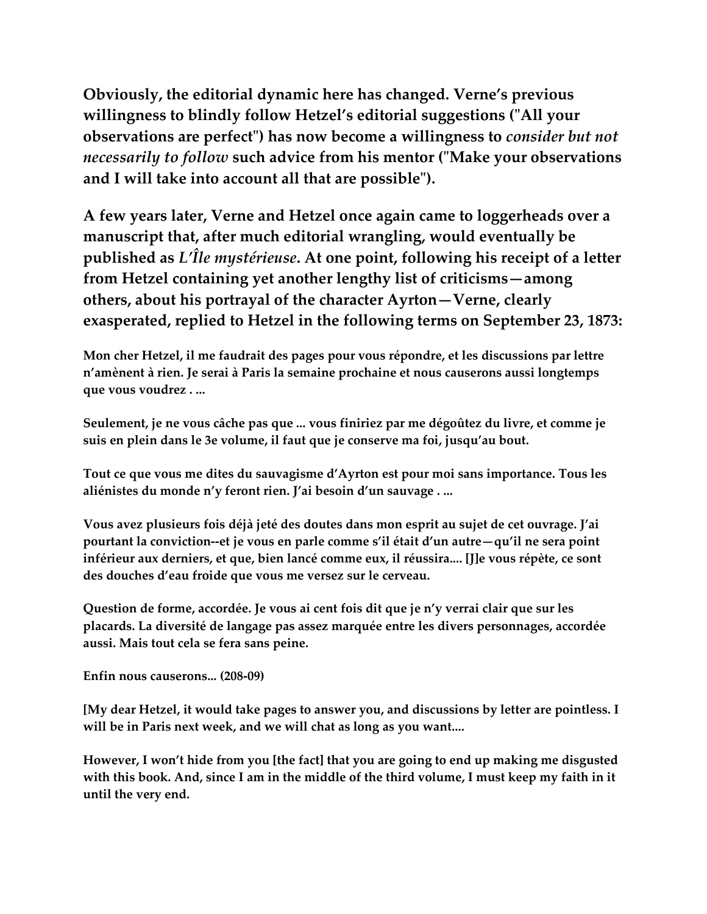Obviously, the editorial dynamic here has changed. Verne's previous willingness to blindly follow Hetzel's editorial suggestions ("All your observations are perfect") has now become a willingness to *consider but not necessarily to follow* such advice from his mentor ("Make your observations and I will take into account all that are possible").

A few years later, Verne and Hetzel once again came to loggerheads over a manuscript that, after much editorial wrangling, would eventually be published as *L'Île mystérieuse*. At one point, following his receipt of a letter from Hetzel containing yet another lengthy list of criticisms—among others, about his portrayal of the character Ayrton—Verne, clearly exasperated, replied to Hetzel in the following terms on September 23, 1873:

> Mon cher Hetzel, il me faudrait des pages pour vous répondre, et les discussions par lettre n'amènent à rien. Je serai à Paris la semaine prochaine et nous causerons aussi longtemps que vous voudrez . ...
>
> Seulement, je ne vous câche pas que ... vous finiriez par me dégoûtez du livre, et comme je suis en plein dans le 3e volume, il faut que je conserve ma foi, jusqu'au bout.
>
> Tout ce que vous me dites du sauvagisme d'Ayrton est pour moi sans importance. Tous les aliénistes du monde n'y feront rien. J'ai besoin d'un sauvage . ...
>
> Vous avez plusieurs fois déjà jeté des doutes dans mon esprit au sujet de cet ouvrage. J'ai pourtant la conviction--et je vous en parle comme s'il était d'un autre—qu'il ne sera point inférieur aux derniers, et que, bien lancé comme eux, il réussira.... [J]e vous répète, ce sont des douches d'eau froide que vous me versez sur le cerveau.
>
> Question de forme, accordée. Je vous ai cent fois dit que je n'y verrai clair que sur les placards. La diversité de langage pas assez marquée entre les divers personnages, accordée aussi. Mais tout cela se fera sans peine.
>
> Enfin nous causerons... (208-09)
>
> [My dear Hetzel, it would take pages to answer you, and discussions by letter are pointless. I will be in Paris next week, and we will chat as long as you want....
>
> However, I won't hide from you [the fact] that you are going to end up making me disgusted with this book. And, since I am in the middle of the third volume, I must keep my faith in it until the very end.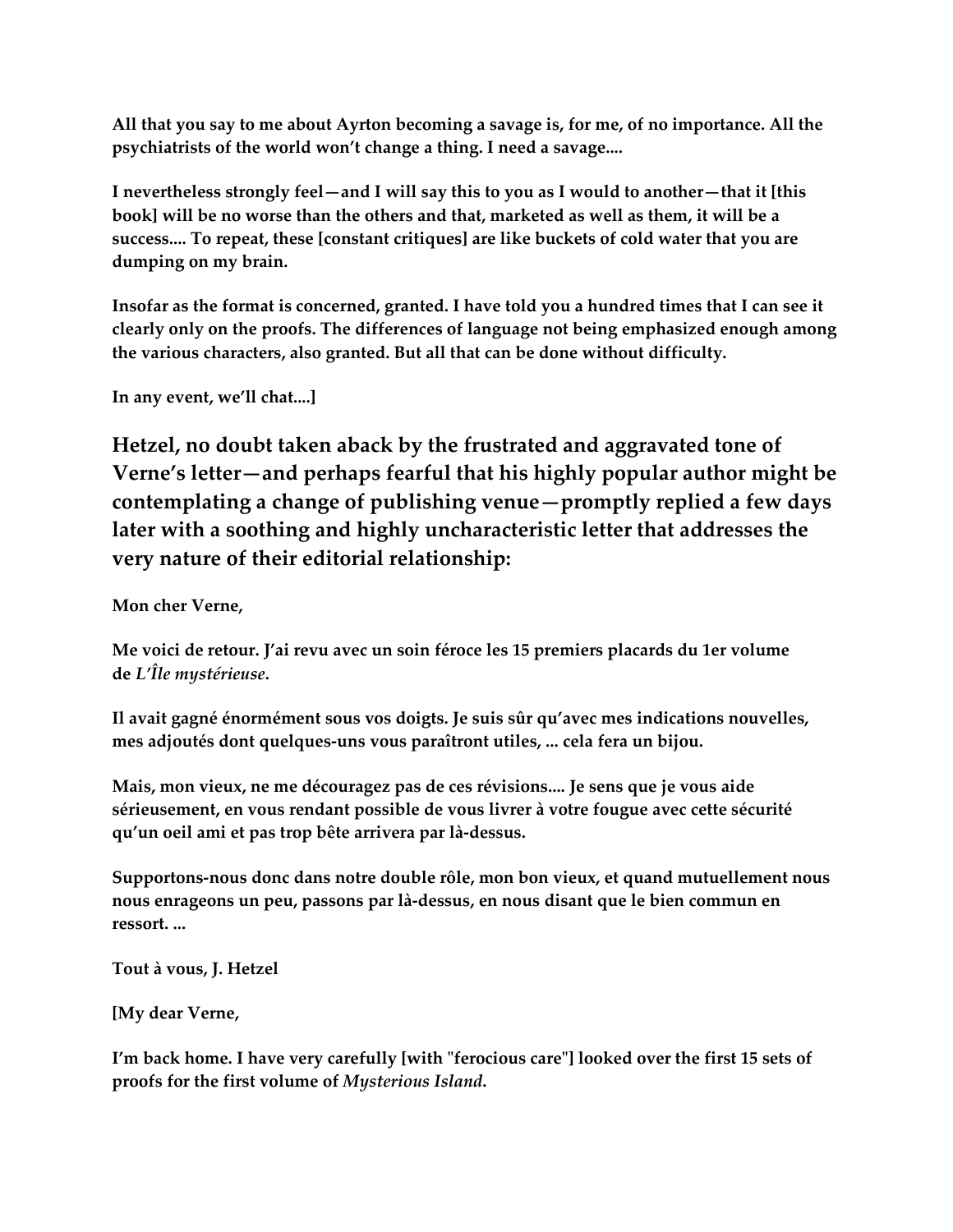**All that you say to me about Ayrton becoming a savage is, for me, of no importance. All the psychiatrists of the world won't change a thing. I need a savage....**

**I nevertheless strongly feel—and I will say this to you as I would to another—that it [this book] will be no worse than the others and that, marketed as well as them, it will be a success.... To repeat, these [constant critiques] are like buckets of cold water that you are dumping on my brain.**

**Insofar as the format is concerned, granted. I have told you a hundred times that I can see it clearly only on the proofs. The differences of language not being emphasized enough among the various characters, also granted. But all that can be done without difficulty.**

**In any event, we'll chat....]**

**Hetzel, no doubt taken aback by the frustrated and aggravated tone of Verne's letter—and perhaps fearful that his highly popular author might be contemplating a change of publishing venue—promptly replied a few days later with a soothing and highly uncharacteristic letter that addresses the very nature of their editorial relationship:**

**Mon cher Verne,**

**Me voici de retour. J'ai revu avec un soin féroce les 15 premiers placards du 1er volume de *L'Île mystérieuse*.**

**Il avait gagné énormément sous vos doigts. Je suis sûr qu'avec mes indications nouvelles, mes adjoutés dont quelques-uns vous paraîtront utiles, ... cela fera un bijou.**

**Mais, mon vieux, ne me découragez pas de ces révisions.... Je sens que je vous aide sérieusement, en vous rendant possible de vous livrer à votre fougue avec cette sécurité qu'un oeil ami et pas trop bête arrivera par là-dessus.**

**Supportons-nous donc dans notre double rôle, mon bon vieux, et quand mutuellement nous nous enrageons un peu, passons par là-dessus, en nous disant que le bien commun en ressort. ...**

**Tout à vous, J. Hetzel**

**[My dear Verne,**

**I'm back home. I have very carefully [with "ferocious care"] looked over the first 15 sets of proofs for the first volume of *Mysterious Island*.**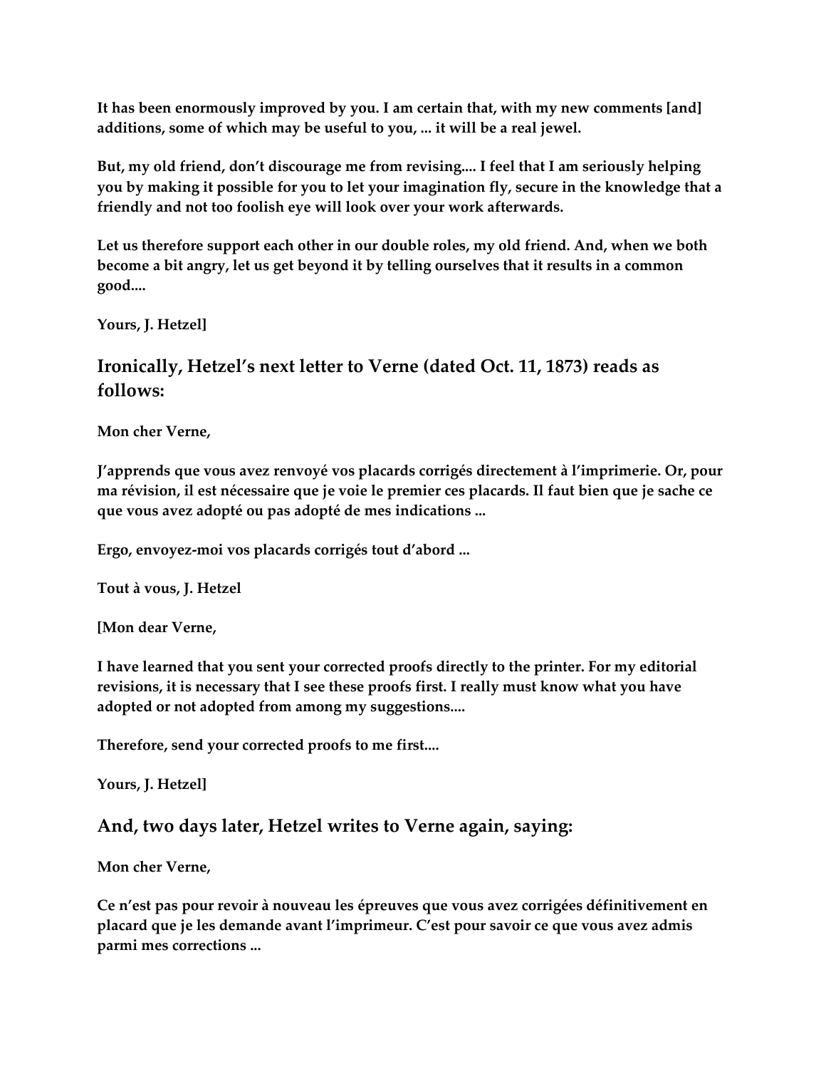**It has been enormously improved by you. I am certain that, with my new comments [and] additions, some of which may be useful to you, ... it will be a real jewel.**

**But, my old friend, don't discourage me from revising.... I feel that I am seriously helping you by making it possible for you to let your imagination fly, secure in the knowledge that a friendly and not too foolish eye will look over your work afterwards.**

**Let us therefore support each other in our double roles, my old friend. And, when we both become a bit angry, let us get beyond it by telling ourselves that it results in a common good....**

**Yours, J. Hetzel]**

## Ironically, Hetzel's next letter to Verne (dated Oct. 11, 1873) reads as follows:

**Mon cher Verne,**

**J'apprends que vous avez renvoyé vos placards corrigés directement à l'imprimerie. Or, pour ma révision, il est nécessaire que je voie le premier ces placards. Il faut bien que je sache ce que vous avez adopté ou pas adopté de mes indications ...**

**Ergo, envoyez-moi vos placards corrigés tout d'abord ...**

**Tout à vous, J. Hetzel**

**[Mon dear Verne,**

**I have learned that you sent your corrected proofs directly to the printer. For my editorial revisions, it is necessary that I see these proofs first. I really must know what you have adopted or not adopted from among my suggestions....**

**Therefore, send your corrected proofs to me first....**

**Yours, J. Hetzel]**

## And, two days later, Hetzel writes to Verne again, saying:

**Mon cher Verne,**

**Ce n'est pas pour revoir à nouveau les épreuves que vous avez corrigées définitivement en placard que je les demande avant l'imprimeur. C'est pour savoir ce que vous avez admis parmi mes corrections ...**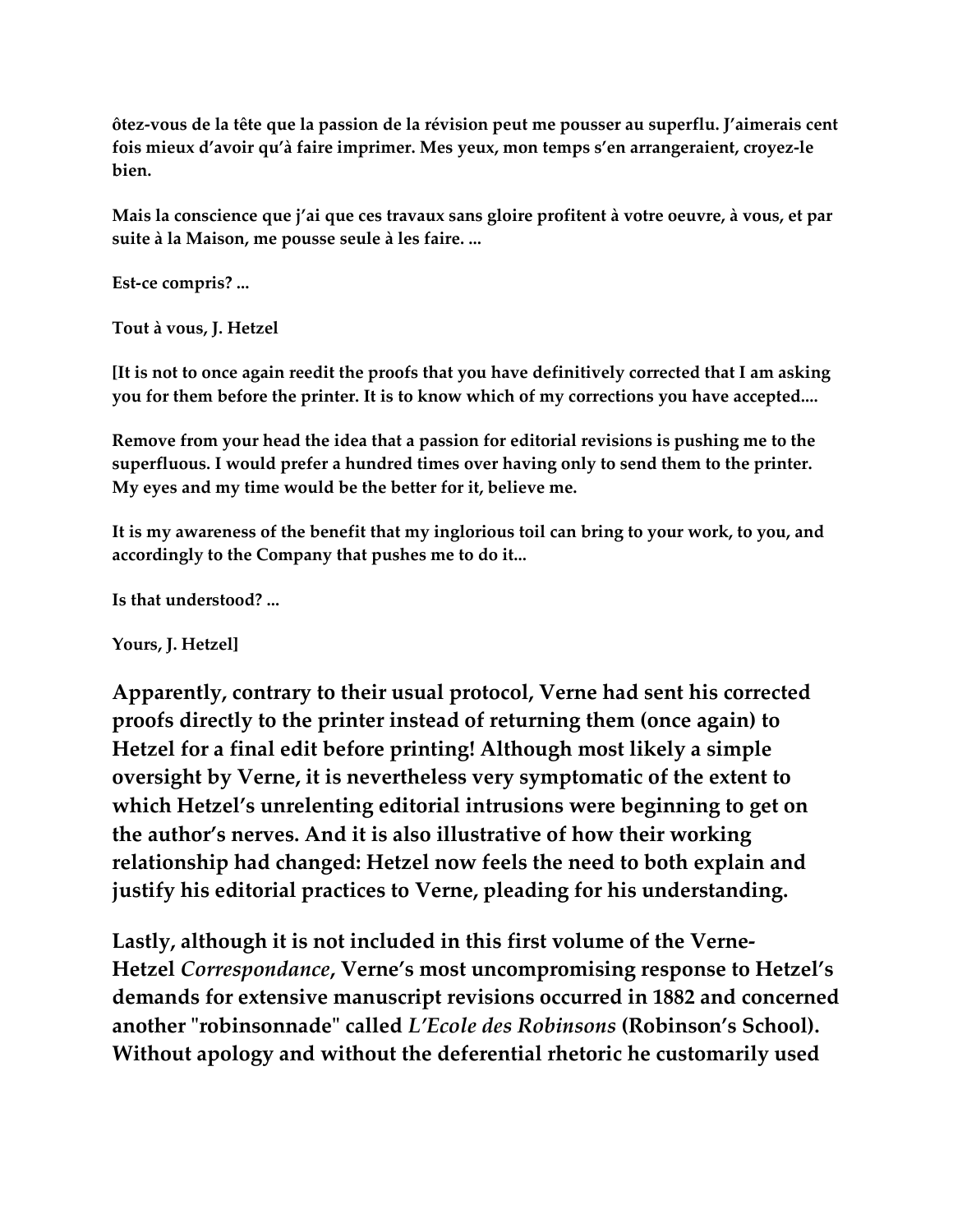**ôtez-vous de la tête que la passion de la révision peut me pousser au superflu. J'aimerais cent fois mieux d'avoir qu'à faire imprimer. Mes yeux, mon temps s'en arrangeraient, croyez-le bien.**

**Mais la conscience que j'ai que ces travaux sans gloire profitent à votre oeuvre, à vous, et par suite à la Maison, me pousse seule à les faire. ...**

**Est-ce compris? ...**

**Tout à vous, J. Hetzel**

**[It is not to once again reedit the proofs that you have definitively corrected that I am asking you for them before the printer. It is to know which of my corrections you have accepted....**

**Remove from your head the idea that a passion for editorial revisions is pushing me to the superfluous. I would prefer a hundred times over having only to send them to the printer. My eyes and my time would be the better for it, believe me.**

**It is my awareness of the benefit that my inglorious toil can bring to your work, to you, and accordingly to the Company that pushes me to do it...**

**Is that understood? ...**

**Yours, J. Hetzel]**

**Apparently, contrary to their usual protocol, Verne had sent his corrected proofs directly to the printer instead of returning them (once again) to Hetzel for a final edit before printing! Although most likely a simple oversight by Verne, it is nevertheless very symptomatic of the extent to which Hetzel's unrelenting editorial intrusions were beginning to get on the author's nerves. And it is also illustrative of how their working relationship had changed: Hetzel now feels the need to both explain and justify his editorial practices to Verne, pleading for his understanding.**

**Lastly, although it is not included in this first volume of the Verne-Hetzel *Correspondance*, Verne's most uncompromising response to Hetzel's demands for extensive manuscript revisions occurred in 1882 and concerned another "robinsonnade" called *L'Ecole des Robinsons* (Robinson's School). Without apology and without the deferential rhetoric he customarily used**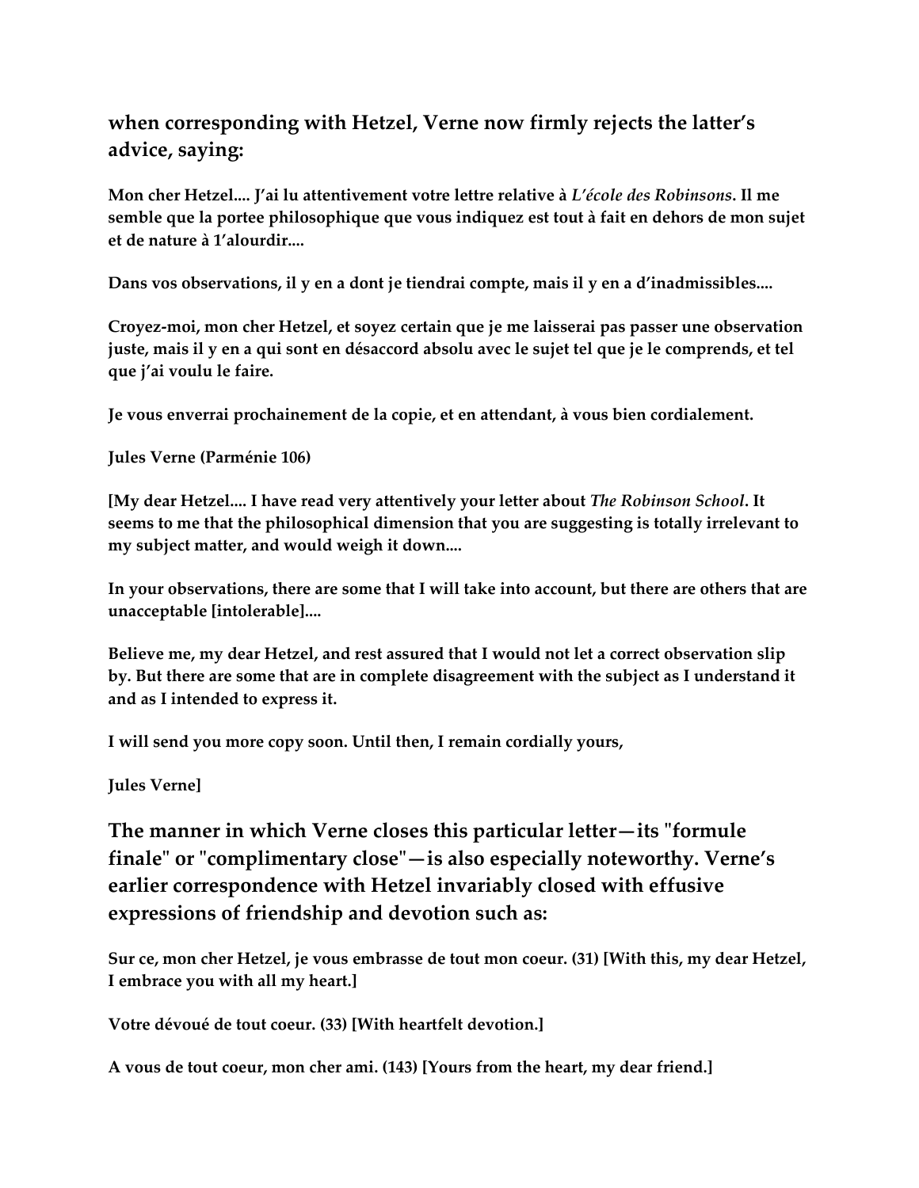**when corresponding with Hetzel, Verne now firmly rejects the latter's advice, saying:**

**Mon cher Hetzel.... J'ai lu attentivement votre lettre relative à *L'école des Robinsons*. Il me semble que la portee philosophique que vous indiquez est tout à fait en dehors de mon sujet et de nature à 1'alourdir....**

**Dans vos observations, il y en a dont je tiendrai compte, mais il y en a d'inadmissibles....**

**Croyez-moi, mon cher Hetzel, et soyez certain que je me laisserai pas passer une observation juste, mais il y en a qui sont en désaccord absolu avec le sujet tel que je le comprends, et tel que j'ai voulu le faire.**

**Je vous enverrai prochainement de la copie, et en attendant, à vous bien cordialement.**

**Jules Verne (Parménie 106)**

**[My dear Hetzel.... I have read very attentively your letter about *The Robinson School*. It seems to me that the philosophical dimension that you are suggesting is totally irrelevant to my subject matter, and would weigh it down....**

**In your observations, there are some that I will take into account, but there are others that are unacceptable [intolerable]....**

**Believe me, my dear Hetzel, and rest assured that I would not let a correct observation slip by. But there are some that are in complete disagreement with the subject as I understand it and as I intended to express it.**

**I will send you more copy soon. Until then, I remain cordially yours,**

**Jules Verne]**

**The manner in which Verne closes this particular letter—its "formule finale" or "complimentary close"—is also especially noteworthy. Verne's earlier correspondence with Hetzel invariably closed with effusive expressions of friendship and devotion such as:**

**Sur ce, mon cher Hetzel, je vous embrasse de tout mon coeur. (31) [With this, my dear Hetzel, I embrace you with all my heart.]**

**Votre dévoué de tout coeur. (33) [With heartfelt devotion.]**

**A vous de tout coeur, mon cher ami. (143) [Yours from the heart, my dear friend.]**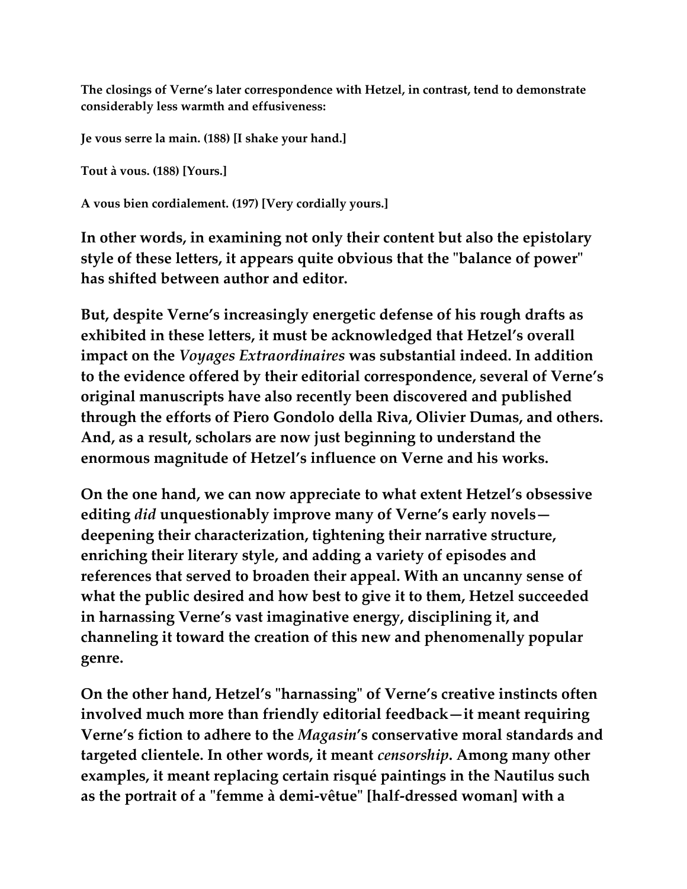**The closings of Verne's later correspondence with Hetzel, in contrast, tend to demonstrate considerably less warmth and effusiveness:**

**Je vous serre la main. (188) [I shake your hand.]**

**Tout à vous. (188) [Yours.]**

**A vous bien cordialement. (197) [Very cordially yours.]**

**In other words, in examining not only their content but also the epistolary style of these letters, it appears quite obvious that the "balance of power" has shifted between author and editor.**

**But, despite Verne's increasingly energetic defense of his rough drafts as exhibited in these letters, it must be acknowledged that Hetzel's overall impact on the *Voyages Extraordinaires* was substantial indeed. In addition to the evidence offered by their editorial correspondence, several of Verne's original manuscripts have also recently been discovered and published through the efforts of Piero Gondolo della Riva, Olivier Dumas, and others. And, as a result, scholars are now just beginning to understand the enormous magnitude of Hetzel's influence on Verne and his works.**

**On the one hand, we can now appreciate to what extent Hetzel's obsessive editing *did* unquestionably improve many of Verne's early novels—deepening their characterization, tightening their narrative structure, enriching their literary style, and adding a variety of episodes and references that served to broaden their appeal. With an uncanny sense of what the public desired and how best to give it to them, Hetzel succeeded in harnassing Verne's vast imaginative energy, disciplining it, and channeling it toward the creation of this new and phenomenally popular genre.**

**On the other hand, Hetzel's "harnassing" of Verne's creative instincts often involved much more than friendly editorial feedback—it meant requiring Verne's fiction to adhere to the *Magasin*'s conservative moral standards and targeted clientele. In other words, it meant *censorship*. Among many other examples, it meant replacing certain risqué paintings in the Nautilus such as the portrait of a "femme à demi-vêtue" [half-dressed woman] with a**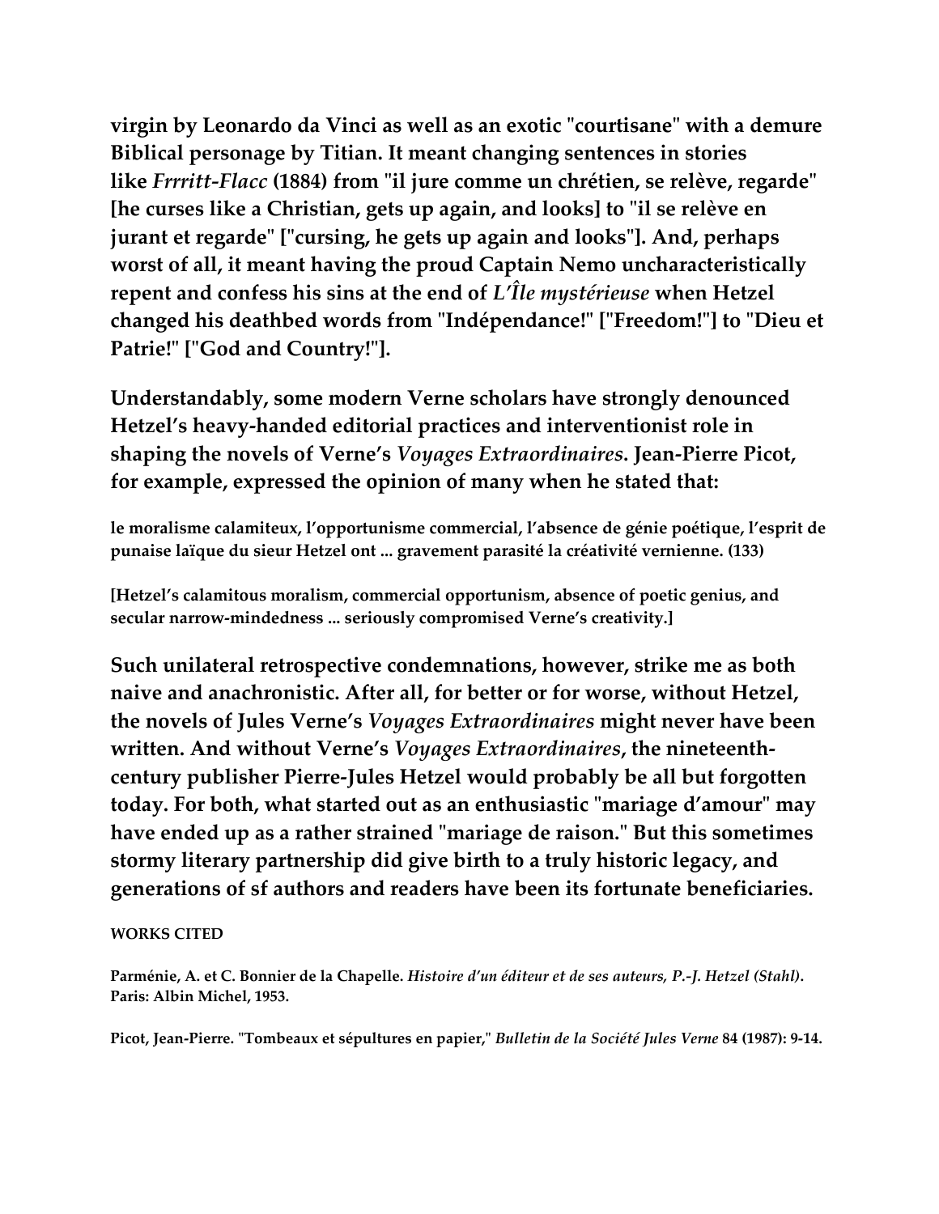virgin by Leonardo da Vinci as well as an exotic "courtisane" with a demure Biblical personage by Titian. It meant changing sentences in stories like *Frrritt-Flacc* (1884) from "il jure comme un chrétien, se relève, regarde" [he curses like a Christian, gets up again, and looks] to "il se relève en jurant et regarde" ["cursing, he gets up again and looks"]. And, perhaps worst of all, it meant having the proud Captain Nemo uncharacteristically repent and confess his sins at the end of *L'Île mystérieuse* when Hetzel changed his deathbed words from "Indépendance!" ["Freedom!"] to "Dieu et Patrie!" ["God and Country!"].

Understandably, some modern Verne scholars have strongly denounced Hetzel's heavy-handed editorial practices and interventionist role in shaping the novels of Verne's *Voyages Extraordinaires*. Jean-Pierre Picot, for example, expressed the opinion of many when he stated that:

> le moralisme calamiteux, l'opportunisme commercial, l'absence de génie poétique, l'esprit de punaise laïque du sieur Hetzel ont ... gravement parasité la créativité vernienne. (133)
>
> [Hetzel's calamitous moralism, commercial opportunism, absence of poetic genius, and secular narrow-mindedness ... seriously compromised Verne's creativity.]

Such unilateral retrospective condemnations, however, strike me as both naive and anachronistic. After all, for better or for worse, without Hetzel, the novels of Jules Verne's *Voyages Extraordinaires* might never have been written. And without Verne's *Voyages Extraordinaires*, the nineteenth-century publisher Pierre-Jules Hetzel would probably be all but forgotten today. For both, what started out as an enthusiastic "mariage d'amour" may have ended up as a rather strained "mariage de raison." But this sometimes stormy literary partnership did give birth to a truly historic legacy, and generations of sf authors and readers have been its fortunate beneficiaries.

## WORKS CITED

Parménie, A. et C. Bonnier de la Chapelle. *Histoire d'un éditeur et de ses auteurs, P.-J. Hetzel (Stahl)*. Paris: Albin Michel, 1953.

Picot, Jean-Pierre. "Tombeaux et sépultures en papier," *Bulletin de la Société Jules Verne* 84 (1987): 9-14.